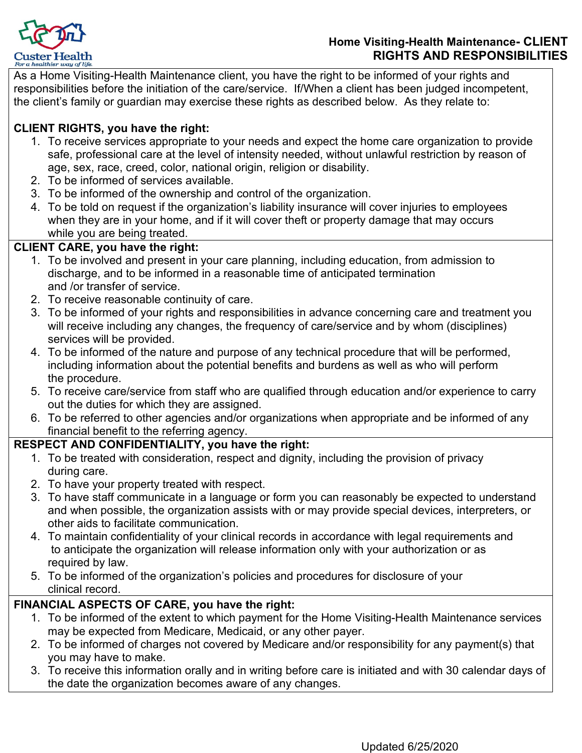Custer Health
*For a healthier way of life.*

# Home Visiting-Health Maintenance- CLIENT RIGHTS AND RESPONSIBILITIES

As a Home Visiting-Health Maintenance client, you have the right to be informed of your rights and responsibilities before the initiation of the care/service. If/When a client has been judged incompetent, the client's family or guardian may exercise these rights as described below. As they relate to:

**CLIENT RIGHTS, you have the right:**

1. To receive services appropriate to your needs and expect the home care organization to provide safe, professional care at the level of intensity needed, without unlawful restriction by reason of age, sex, race, creed, color, national origin, religion or disability.
2. To be informed of services available.
3. To be informed of the ownership and control of the organization.
4. To be told on request if the organization's liability insurance will cover injuries to employees when they are in your home, and if it will cover theft or property damage that may occurs while you are being treated.

**CLIENT CARE, you have the right:**

1. To be involved and present in your care planning, including education, from admission to discharge, and to be informed in a reasonable time of anticipated termination and /or transfer of service.
2. To receive reasonable continuity of care.
3. To be informed of your rights and responsibilities in advance concerning care and treatment you will receive including any changes, the frequency of care/service and by whom (disciplines) services will be provided.
4. To be informed of the nature and purpose of any technical procedure that will be performed, including information about the potential benefits and burdens as well as who will perform the procedure.
5. To receive care/service from staff who are qualified through education and/or experience to carry out the duties for which they are assigned.
6. To be referred to other agencies and/or organizations when appropriate and be informed of any financial benefit to the referring agency.

**RESPECT AND CONFIDENTIALITY, you have the right:**

1. To be treated with consideration, respect and dignity, including the provision of privacy during care.
2. To have your property treated with respect.
3. To have staff communicate in a language or form you can reasonably be expected to understand and when possible, the organization assists with or may provide special devices, interpreters, or other aids to facilitate communication.
4. To maintain confidentiality of your clinical records in accordance with legal requirements and to anticipate the organization will release information only with your authorization or as required by law.
5. To be informed of the organization's policies and procedures for disclosure of your clinical record.

**FINANCIAL ASPECTS OF CARE, you have the right:**

1. To be informed of the extent to which payment for the Home Visiting-Health Maintenance services may be expected from Medicare, Medicaid, or any other payer.
2. To be informed of charges not covered by Medicare and/or responsibility for any payment(s) that you may have to make.
3. To receive this information orally and in writing before care is initiated and with 30 calendar days of the date the organization becomes aware of any changes.

Updated 6/25/2020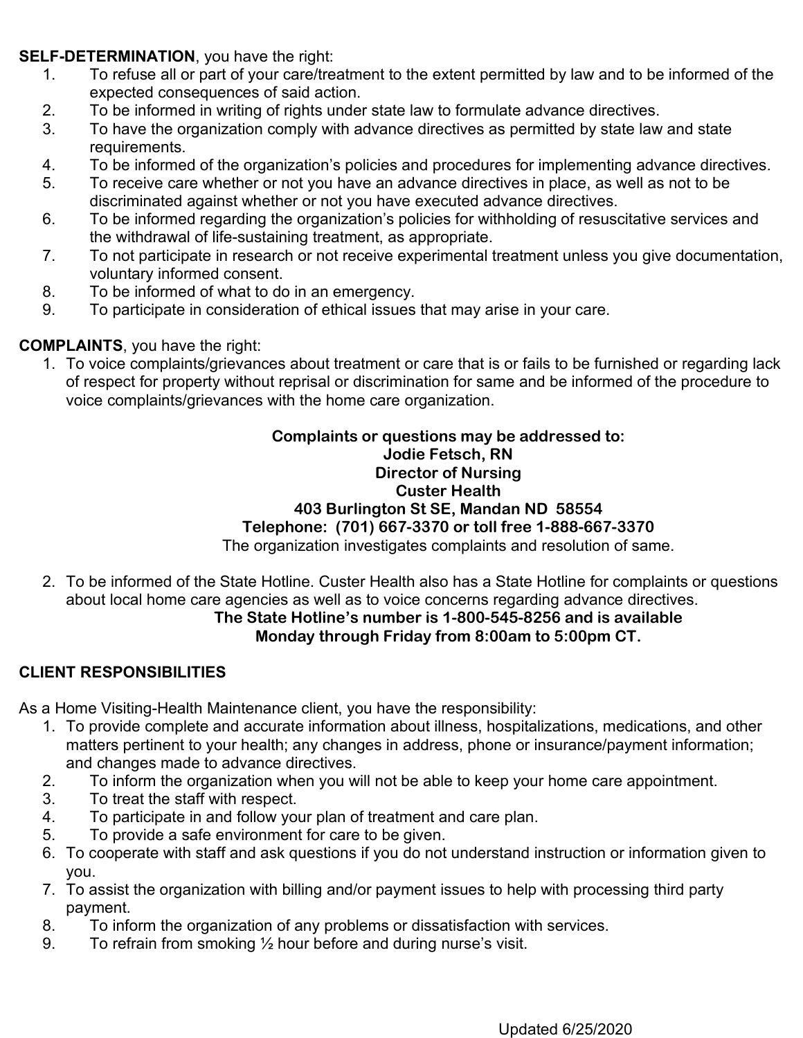**SELF-DETERMINATION**, you have the right:

1. To refuse all or part of your care/treatment to the extent permitted by law and to be informed of the expected consequences of said action.
2. To be informed in writing of rights under state law to formulate advance directives.
3. To have the organization comply with advance directives as permitted by state law and state requirements.
4. To be informed of the organization's policies and procedures for implementing advance directives.
5. To receive care whether or not you have an advance directives in place, as well as not to be discriminated against whether or not you have executed advance directives.
6. To be informed regarding the organization's policies for withholding of resuscitative services and the withdrawal of life-sustaining treatment, as appropriate.
7. To not participate in research or not receive experimental treatment unless you give documentation, voluntary informed consent.
8. To be informed of what to do in an emergency.
9. To participate in consideration of ethical issues that may arise in your care.

**COMPLAINTS**, you have the right:

1. To voice complaints/grievances about treatment or care that is or fails to be furnished or regarding lack of respect for property without reprisal or discrimination for same and be informed of the procedure to voice complaints/grievances with the home care organization.

**Complaints or questions may be addressed to:**
**Jodie Fetsch, RN**
**Director of Nursing**
**Custer Health**
**403 Burlington St SE, Mandan ND 58554**
**Telephone: (701) 667-3370 or toll free 1-888-667-3370**
The organization investigates complaints and resolution of same.

2. To be informed of the State Hotline. Custer Health also has a State Hotline for complaints or questions about local home care agencies as well as to voice concerns regarding advance directives.

**The State Hotline's number is 1-800-545-8256 and is available**
**Monday through Friday from 8:00am to 5:00pm CT.**

**CLIENT RESPONSIBILITIES**

As a Home Visiting-Health Maintenance client, you have the responsibility:

1. To provide complete and accurate information about illness, hospitalizations, medications, and other matters pertinent to your health; any changes in address, phone or insurance/payment information; and changes made to advance directives.
2. To inform the organization when you will not be able to keep your home care appointment.
3. To treat the staff with respect.
4. To participate in and follow your plan of treatment and care plan.
5. To provide a safe environment for care to be given.
6. To cooperate with staff and ask questions if you do not understand instruction or information given to you.
7. To assist the organization with billing and/or payment issues to help with processing third party payment.
8. To inform the organization of any problems or dissatisfaction with services.
9. To refrain from smoking ½ hour before and during nurse's visit.

Updated 6/25/2020